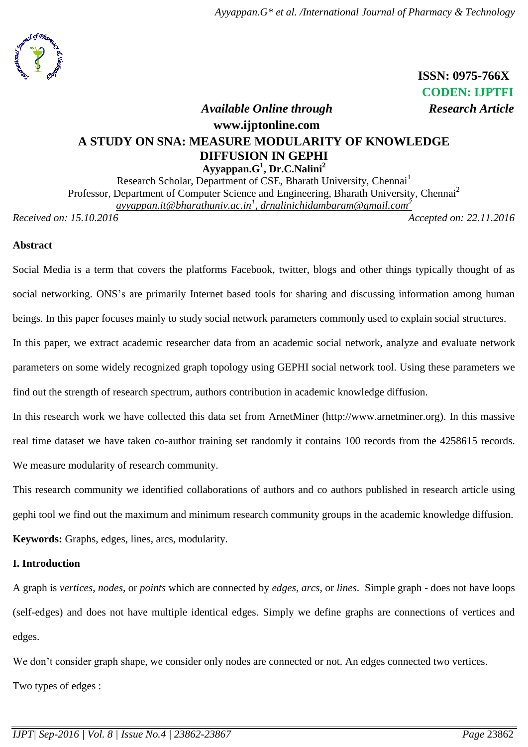ISSN: 0975-766X

CODEN: IJPTFI

*Available Online through* ***Research Article***

**www.ijptonline.com**

# A STUDY ON SNA: MEASURE MODULARITY OF KNOWLEDGE DIFFUSION IN GEPHI

**Ayyappan.G[1], Dr.C.Nalini[2]**

Research Scholar, Department of CSE, Bharath University, Chennai[1]

Professor, Department of Computer Science and Engineering, Bharath University, Chennai[2]

ayyappan.it@bharathuniv.ac.in[1], drnalinichidambaram@gmail.com[2]

*Received on: 15.10.2016* *Accepted on: 22.11.2016*

## Abstract

Social Media is a term that covers the platforms Facebook, twitter, blogs and other things typically thought of as social networking. ONS's are primarily Internet based tools for sharing and discussing information among human beings. In this paper focuses mainly to study social network parameters commonly used to explain social structures.

In this paper, we extract academic researcher data from an academic social network, analyze and evaluate network parameters on some widely recognized graph topology using GEPHI social network tool. Using these parameters we find out the strength of research spectrum, authors contribution in academic knowledge diffusion.

In this research work we have collected this data set from ArnetMiner (http://www.arnetminer.org). In this massive real time dataset we have taken co-author training set randomly it contains 100 records from the 4258615 records. We measure modularity of research community.

This research community we identified collaborations of authors and co authors published in research article using gephi tool we find out the maximum and minimum research community groups in the academic knowledge diffusion.

**Keywords:** Graphs, edges, lines, arcs, modularity.

## I. Introduction

A graph is *vertices*, *nodes*, or *points* which are connected by *edges*, *arcs*, or *lines*. Simple graph - does not have loops (self-edges) and does not have multiple identical edges. Simply we define graphs are connections of vertices and edges.

We don't consider graph shape, we consider only nodes are connected or not. An edges connected two vertices.

Two types of edges :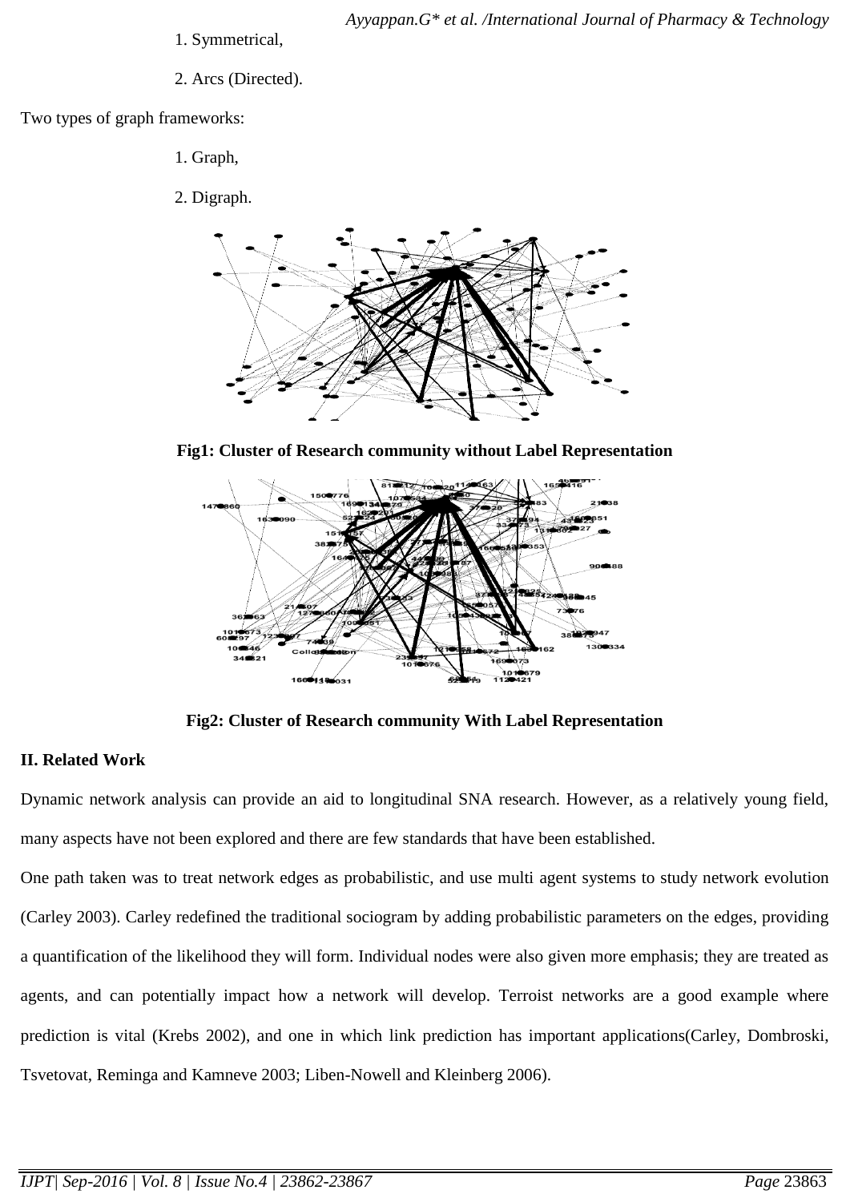1. Symmetrical,

2. Arcs (Directed).

Two types of graph frameworks:

1. Graph,

2. Digraph.

**Fig1: Cluster of Research community without Label Representation**

**Fig2: Cluster of Research community With Label Representation**

## II. Related Work

Dynamic network analysis can provide an aid to longitudinal SNA research. However, as a relatively young field, many aspects have not been explored and there are few standards that have been established.

One path taken was to treat network edges as probabilistic, and use multi agent systems to study network evolution (Carley 2003). Carley redefined the traditional sociogram by adding probabilistic parameters on the edges, providing a quantification of the likelihood they will form. Individual nodes were also given more emphasis; they are treated as agents, and can potentially impact how a network will develop. Terroist networks are a good example where prediction is vital (Krebs 2002), and one in which link prediction has important applications(Carley, Dombroski, Tsvetovat, Reminga and Kamneve 2003; Liben-Nowell and Kleinberg 2006).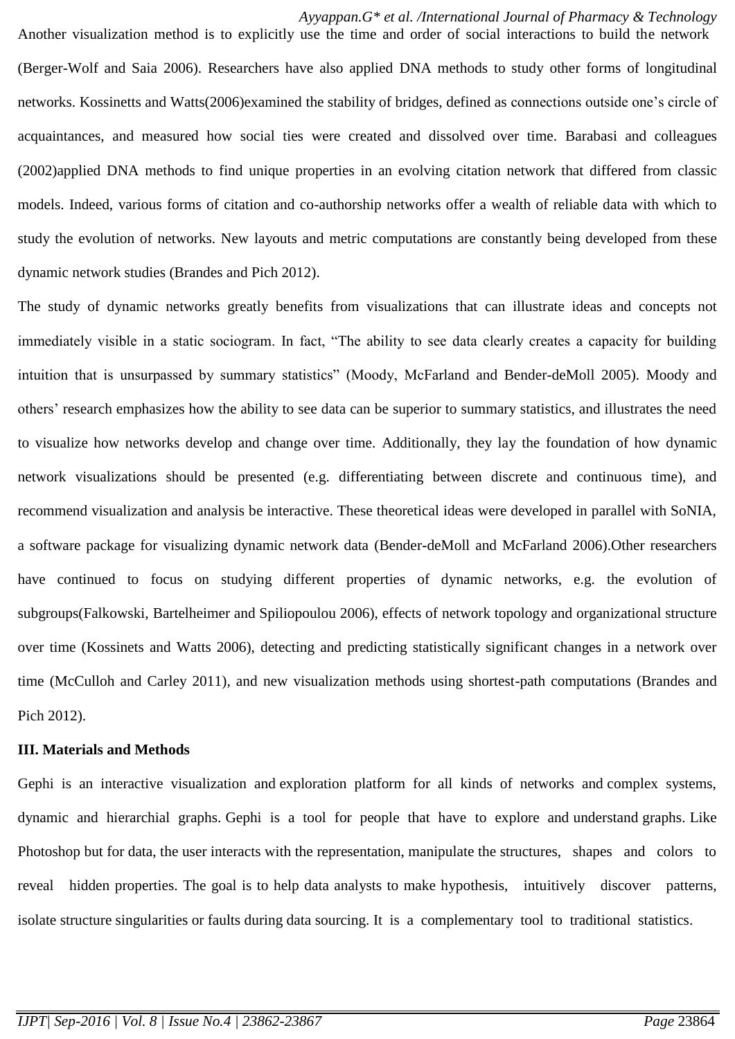Another visualization method is to explicitly use the time and order of social interactions to build the network (Berger-Wolf and Saia 2006). Researchers have also applied DNA methods to study other forms of longitudinal networks. Kossinetts and Watts(2006)examined the stability of bridges, defined as connections outside one's circle of acquaintances, and measured how social ties were created and dissolved over time. Barabasi and colleagues (2002)applied DNA methods to find unique properties in an evolving citation network that differed from classic models. Indeed, various forms of citation and co-authorship networks offer a wealth of reliable data with which to study the evolution of networks. New layouts and metric computations are constantly being developed from these dynamic network studies (Brandes and Pich 2012).

The study of dynamic networks greatly benefits from visualizations that can illustrate ideas and concepts not immediately visible in a static sociogram. In fact, "The ability to see data clearly creates a capacity for building intuition that is unsurpassed by summary statistics" (Moody, McFarland and Bender-deMoll 2005). Moody and others' research emphasizes how the ability to see data can be superior to summary statistics, and illustrates the need to visualize how networks develop and change over time. Additionally, they lay the foundation of how dynamic network visualizations should be presented (e.g. differentiating between discrete and continuous time), and recommend visualization and analysis be interactive. These theoretical ideas were developed in parallel with SoNIA, a software package for visualizing dynamic network data (Bender-deMoll and McFarland 2006).Other researchers have continued to focus on studying different properties of dynamic networks, e.g. the evolution of subgroups(Falkowski, Bartelheimer and Spiliopoulou 2006), effects of network topology and organizational structure over time (Kossinets and Watts 2006), detecting and predicting statistically significant changes in a network over time (McCulloh and Carley 2011), and new visualization methods using shortest-path computations (Brandes and Pich 2012).

**III. Materials and Methods**

Gephi is an interactive visualization and exploration platform for all kinds of networks and complex systems, dynamic and hierarchial graphs. Gephi is a tool for people that have to explore and understand graphs. Like Photoshop but for data, the user interacts with the representation, manipulate the structures, shapes and colors to reveal hidden properties. The goal is to help data analysts to make hypothesis, intuitively discover patterns, isolate structure singularities or faults during data sourcing. It is a complementary tool to traditional statistics.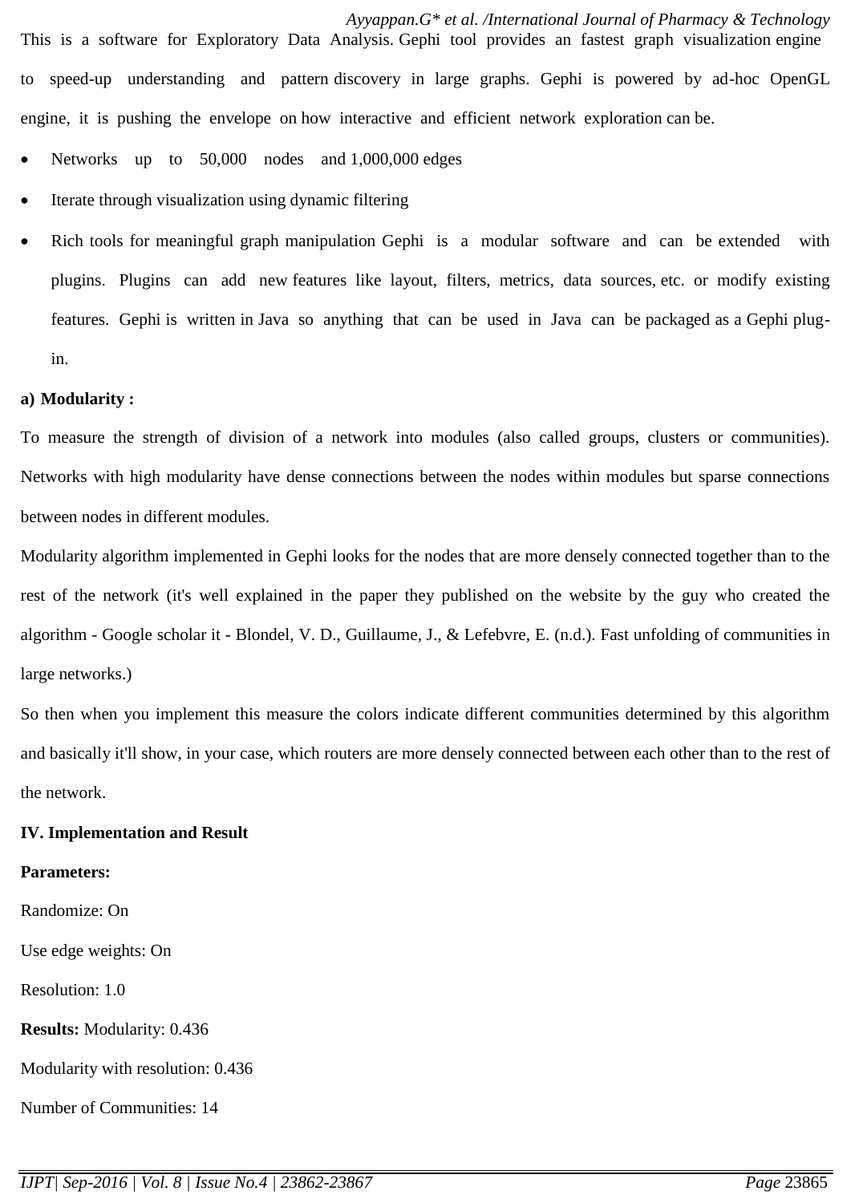This is a software for Exploratory Data Analysis. Gephi tool provides an fastest graph visualization engine to speed-up understanding and pattern discovery in large graphs. Gephi is powered by ad-hoc OpenGL engine, it is pushing the envelope on how interactive and efficient network exploration can be.

- Networks up to 50,000 nodes and 1,000,000 edges
- Iterate through visualization using dynamic filtering
- Rich tools for meaningful graph manipulation Gephi is a modular software and can be extended with plugins. Plugins can add new features like layout, filters, metrics, data sources, etc. or modify existing features. Gephi is written in Java so anything that can be used in Java can be packaged as a Gephi plug-in.

**a) Modularity :**

To measure the strength of division of a network into modules (also called groups, clusters or communities). Networks with high modularity have dense connections between the nodes within modules but sparse connections between nodes in different modules.

Modularity algorithm implemented in Gephi looks for the nodes that are more densely connected together than to the rest of the network (it's well explained in the paper they published on the website by the guy who created the algorithm - Google scholar it - Blondel, V. D., Guillaume, J., & Lefebvre, E. (n.d.). Fast unfolding of communities in large networks.)

So then when you implement this measure the colors indicate different communities determined by this algorithm and basically it'll show, in your case, which routers are more densely connected between each other than to the rest of the network.

## IV. Implementation and Result

**Parameters:**

Randomize: On

Use edge weights: On

Resolution: 1.0

**Results:** Modularity: 0.436

Modularity with resolution: 0.436

Number of Communities: 14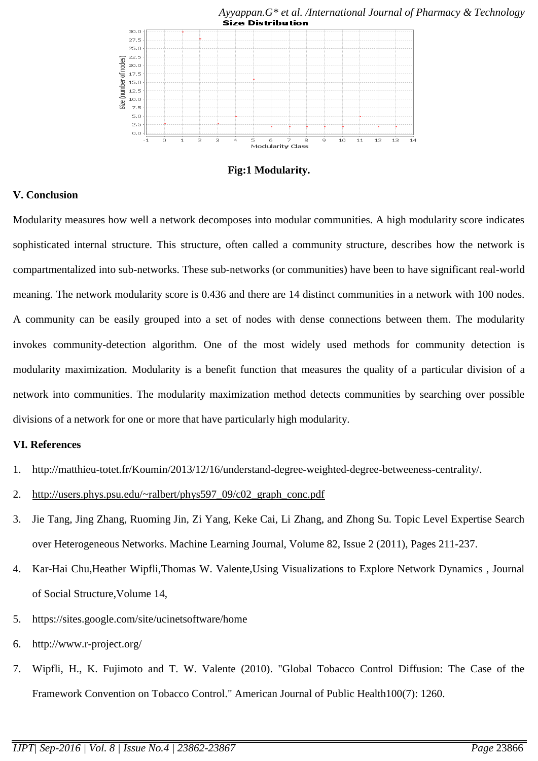Size Distribution

Size (number of nodes)

30.0
27.5
25.0
22.5
20.0
17.5
15.0
12.5
10.0
7.5
5.0
2.5
0.0

-1 0 1 2 3 4 5 6 7 8 9 10 11 12 13 14

Modularity Class

**Fig:1 Modularity.**

## V. Conclusion

Modularity measures how well a network decomposes into modular communities. A high modularity score indicates sophisticated internal structure. This structure, often called a community structure, describes how the network is compartmentalized into sub-networks. These sub-networks (or communities) have been to have significant real-world meaning. The network modularity score is 0.436 and there are 14 distinct communities in a network with 100 nodes. A community can be easily grouped into a set of nodes with dense connections between them. The modularity invokes community-detection algorithm. One of the most widely used methods for community detection is modularity maximization. Modularity is a benefit function that measures the quality of a particular division of a network into communities. The modularity maximization method detects communities by searching over possible divisions of a network for one or more that have particularly high modularity.

## VI. References

1. http://matthieu-totet.fr/Koumin/2013/12/16/understand-degree-weighted-degree-betweeness-centrality/.
2. http://users.phys.psu.edu/~ralbert/phys597_09/c02_graph_conc.pdf
3. Jie Tang, Jing Zhang, Ruoming Jin, Zi Yang, Keke Cai, Li Zhang, and Zhong Su. Topic Level Expertise Search over Heterogeneous Networks. Machine Learning Journal, Volume 82, Issue 2 (2011), Pages 211-237.
4. Kar-Hai Chu,Heather Wipfli,Thomas W. Valente,Using Visualizations to Explore Network Dynamics , Journal of Social Structure,Volume 14,
5. https://sites.google.com/site/ucinetsoftware/home
6. http://www.r-project.org/
7. Wipfli, H., K. Fujimoto and T. W. Valente (2010). "Global Tobacco Control Diffusion: The Case of the Framework Convention on Tobacco Control." American Journal of Public Health100(7): 1260.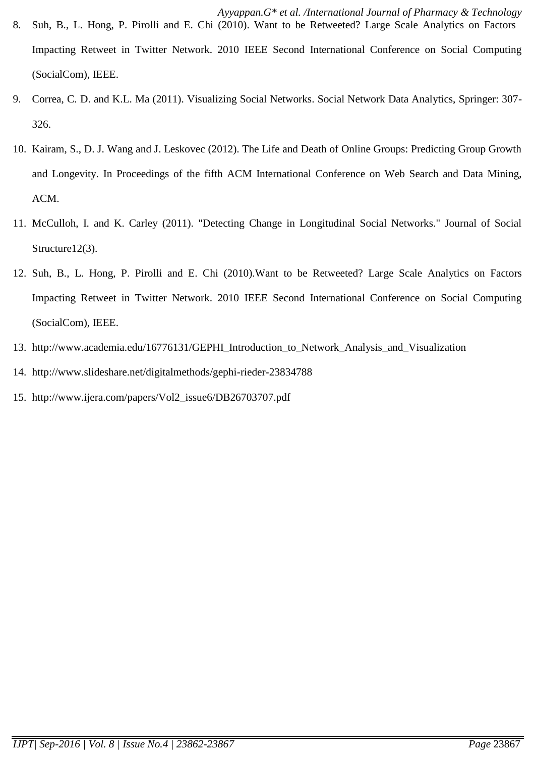8. Suh, B., L. Hong, P. Pirolli and E. Chi (2010). Want to be Retweeted? Large Scale Analytics on Factors Impacting Retweet in Twitter Network. 2010 IEEE Second International Conference on Social Computing (SocialCom), IEEE.
9. Correa, C. D. and K.L. Ma (2011). Visualizing Social Networks. Social Network Data Analytics, Springer: 307-326.
10. Kairam, S., D. J. Wang and J. Leskovec (2012). The Life and Death of Online Groups: Predicting Group Growth and Longevity. In Proceedings of the fifth ACM International Conference on Web Search and Data Mining, ACM.
11. McCulloh, I. and K. Carley (2011). "Detecting Change in Longitudinal Social Networks." Journal of Social Structure12(3).
12. Suh, B., L. Hong, P. Pirolli and E. Chi (2010).Want to be Retweeted? Large Scale Analytics on Factors Impacting Retweet in Twitter Network. 2010 IEEE Second International Conference on Social Computing (SocialCom), IEEE.
13. http://www.academia.edu/16776131/GEPHI_Introduction_to_Network_Analysis_and_Visualization
14. http://www.slideshare.net/digitalmethods/gephi-rieder-23834788
15. http://www.ijera.com/papers/Vol2_issue6/DB26703707.pdf